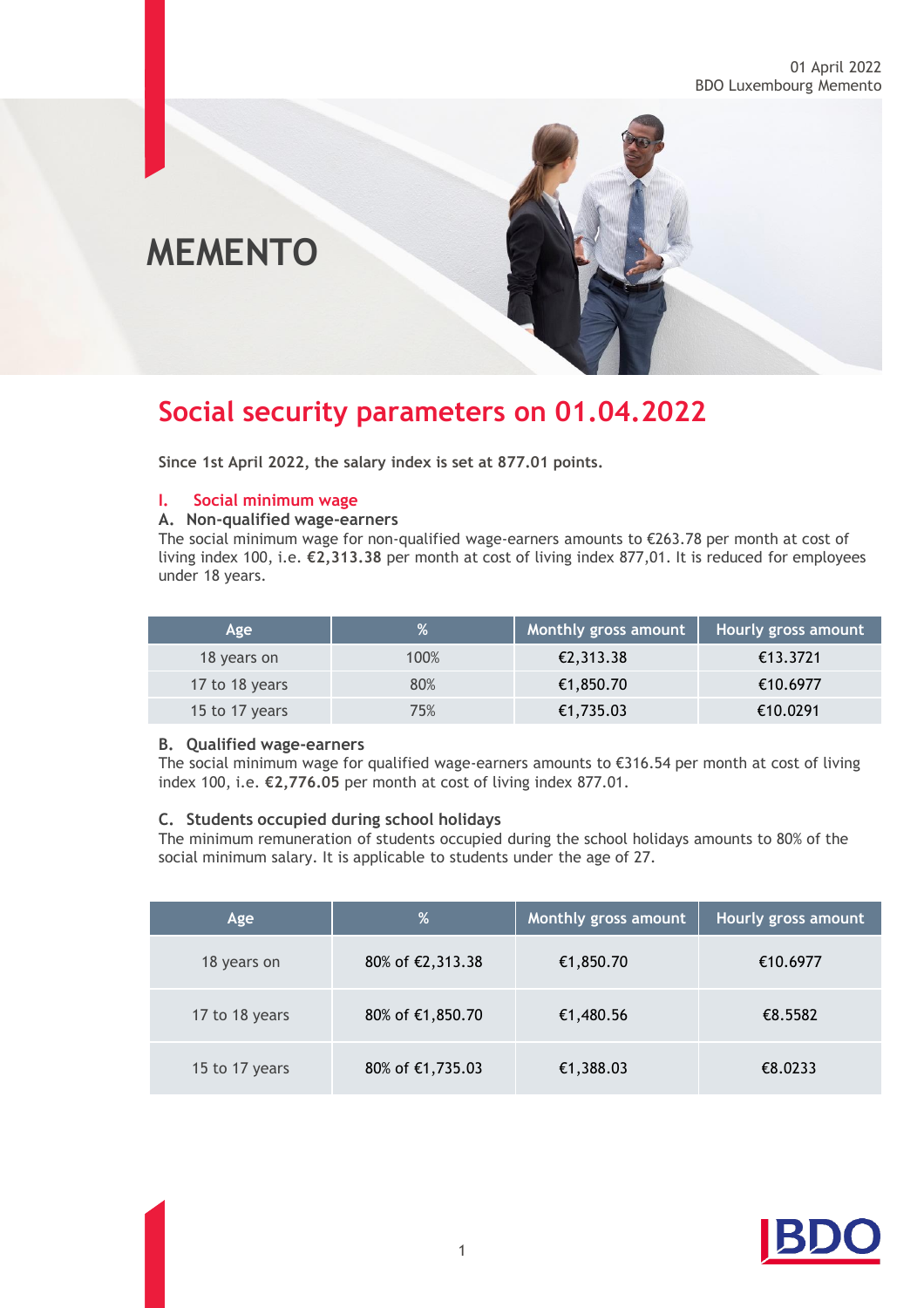# MEMENTO

## Social security parameters on 01.04.2022

**Since 1st April 2022, the salary index is set at 877.01 points.**

### I. Social minimum wage

#### A. Non-qualified wage-earners

The social minimum wage for non-qualified wage-earners amounts to €263.78 per month at cost of living index 100, i.e. **€2,313.38** per month at cost of living index 877,01. It is reduced for employees under 18 years.

| Age | % | Monthly gross amount | Hourly gross amount |
|---|---|---|---|
| 18 years on | 100% | €2,313.38 | €13.3721 |
| 17 to 18 years | 80% | €1,850.70 | €10.6977 |
| 15 to 17 years | 75% | €1,735.03 | €10.0291 |

#### B. Qualified wage-earners

The social minimum wage for qualified wage-earners amounts to €316.54 per month at cost of living index 100, i.e. **€2,776.05** per month at cost of living index 877.01.

#### C. Students occupied during school holidays

The minimum remuneration of students occupied during the school holidays amounts to 80% of the social minimum salary. It is applicable to students under the age of 27.

| Age | % | Monthly gross amount | Hourly gross amount |
|---|---|---|---|
| 18 years on | 80% of €2,313.38 | €1,850.70 | €10.6977 |
| 17 to 18 years | 80% of €1,850.70 | €1,480.56 | €8.5582 |
| 15 to 17 years | 80% of €1,735.03 | €1,388.03 | €8.0233 |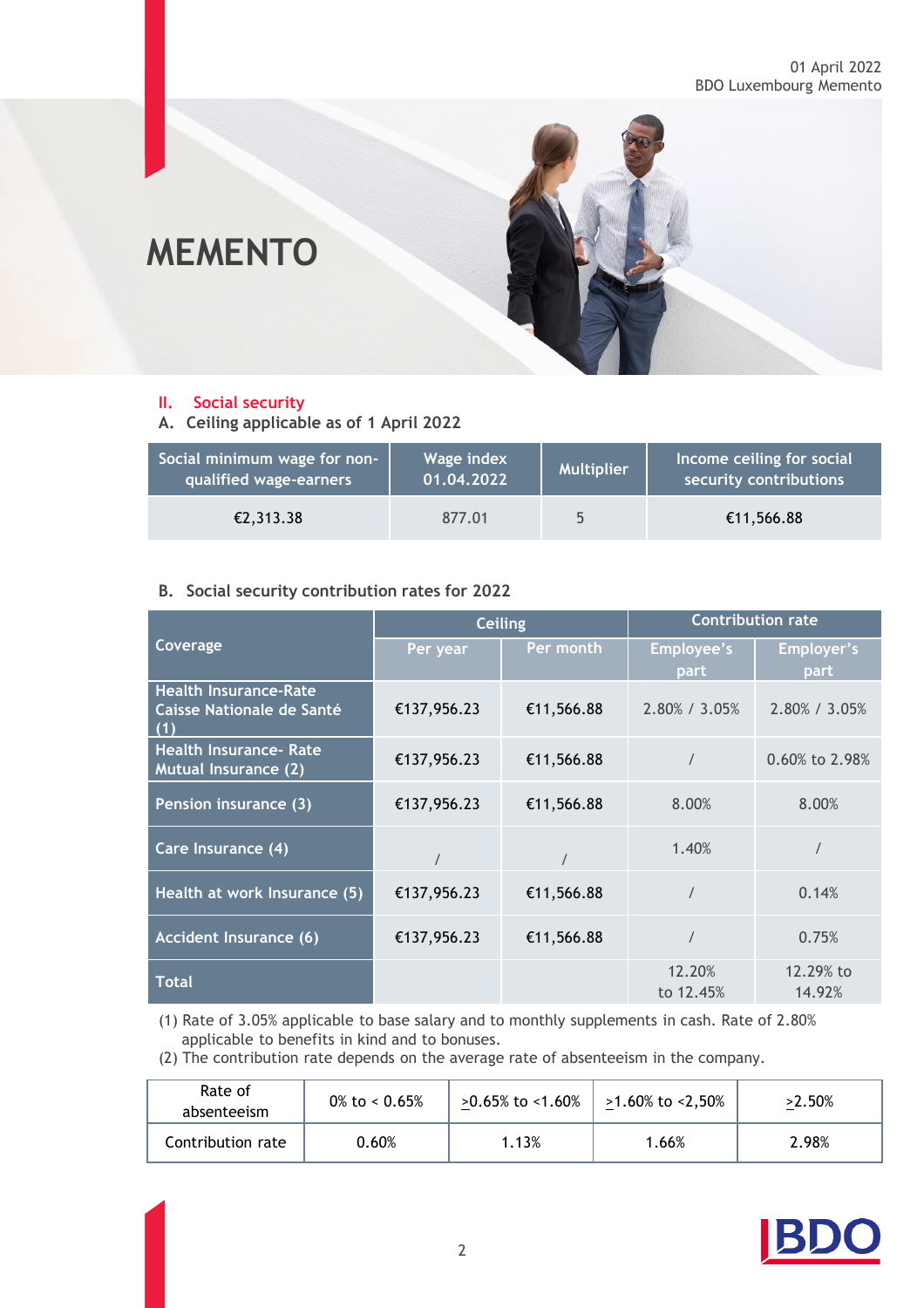# MEMENTO

## II. Social security

### A. Ceiling applicable as of 1 April 2022

| Social minimum wage for non-qualified wage-earners | Wage index 01.04.2022 | Multiplier | Income ceiling for social security contributions |
|---|---|---|---|
| €2,313.38 | 877.01 | 5 | €11,566.88 |

### B. Social security contribution rates for 2022

| Coverage | Ceiling | | Contribution rate | |
|---|---|---|---|---|
| | Per year | Per month | Employee's part | Employer's part |
| Health Insurance-Rate Caisse Nationale de Santé (1) | €137,956.23 | €11,566.88 | 2.80% / 3.05% | 2.80% / 3.05% |
| Health Insurance- Rate Mutual Insurance (2) | €137,956.23 | €11,566.88 | / | 0.60% to 2.98% |
| Pension insurance (3) | €137,956.23 | €11,566.88 | 8.00% | 8.00% |
| Care Insurance (4) | / | / | 1.40% | / |
| Health at work Insurance (5) | €137,956.23 | €11,566.88 | / | 0.14% |
| Accident Insurance (6) | €137,956.23 | €11,566.88 | / | 0.75% |
| Total | | | 12.20% to 12.45% | 12.29% to 14.92% |

(1) Rate of 3.05% applicable to base salary and to monthly supplements in cash. Rate of 2.80% applicable to benefits in kind and to bonuses.

(2) The contribution rate depends on the average rate of absenteeism in the company.

| Rate of absenteeism | 0% to < 0.65% | ≥0.65% to <1.60% | ≥1.60% to <2,50% | ≥2.50% |
|---|---|---|---|---|
| Contribution rate | 0.60% | 1.13% | 1.66% | 2.98% |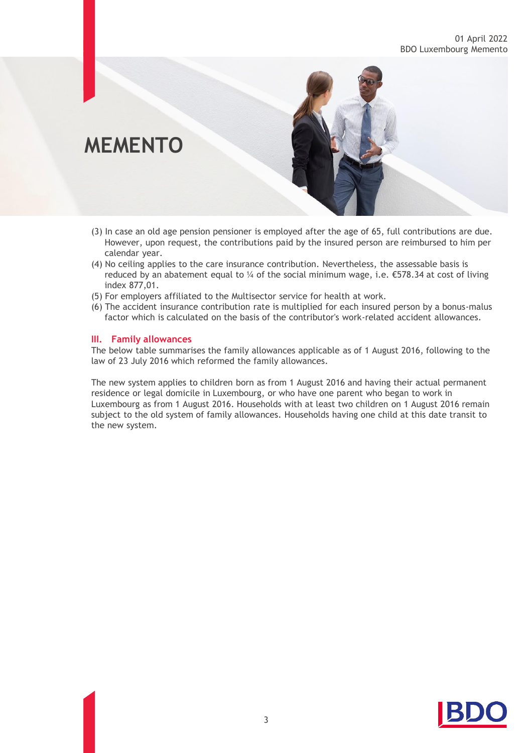(3) In case an old age pension pensioner is employed after the age of 65, full contributions are due. However, upon request, the contributions paid by the insured person are reimbursed to him per calendar year.
(4) No ceiling applies to the care insurance contribution. Nevertheless, the assessable basis is reduced by an abatement equal to ¼ of the social minimum wage, i.e. €578.34 at cost of living index 877,01.
(5) For employers affiliated to the Multisector service for health at work.
(6) The accident insurance contribution rate is multiplied for each insured person by a bonus-malus factor which is calculated on the basis of the contributor's work-related accident allowances.

## III. Family allowances

The below table summarises the family allowances applicable as of 1 August 2016, following to the law of 23 July 2016 which reformed the family allowances.

The new system applies to children born as from 1 August 2016 and having their actual permanent residence or legal domicile in Luxembourg, or who have one parent who began to work in Luxembourg as from 1 August 2016. Households with at least two children on 1 August 2016 remain subject to the old system of family allowances. Households having one child at this date transit to the new system.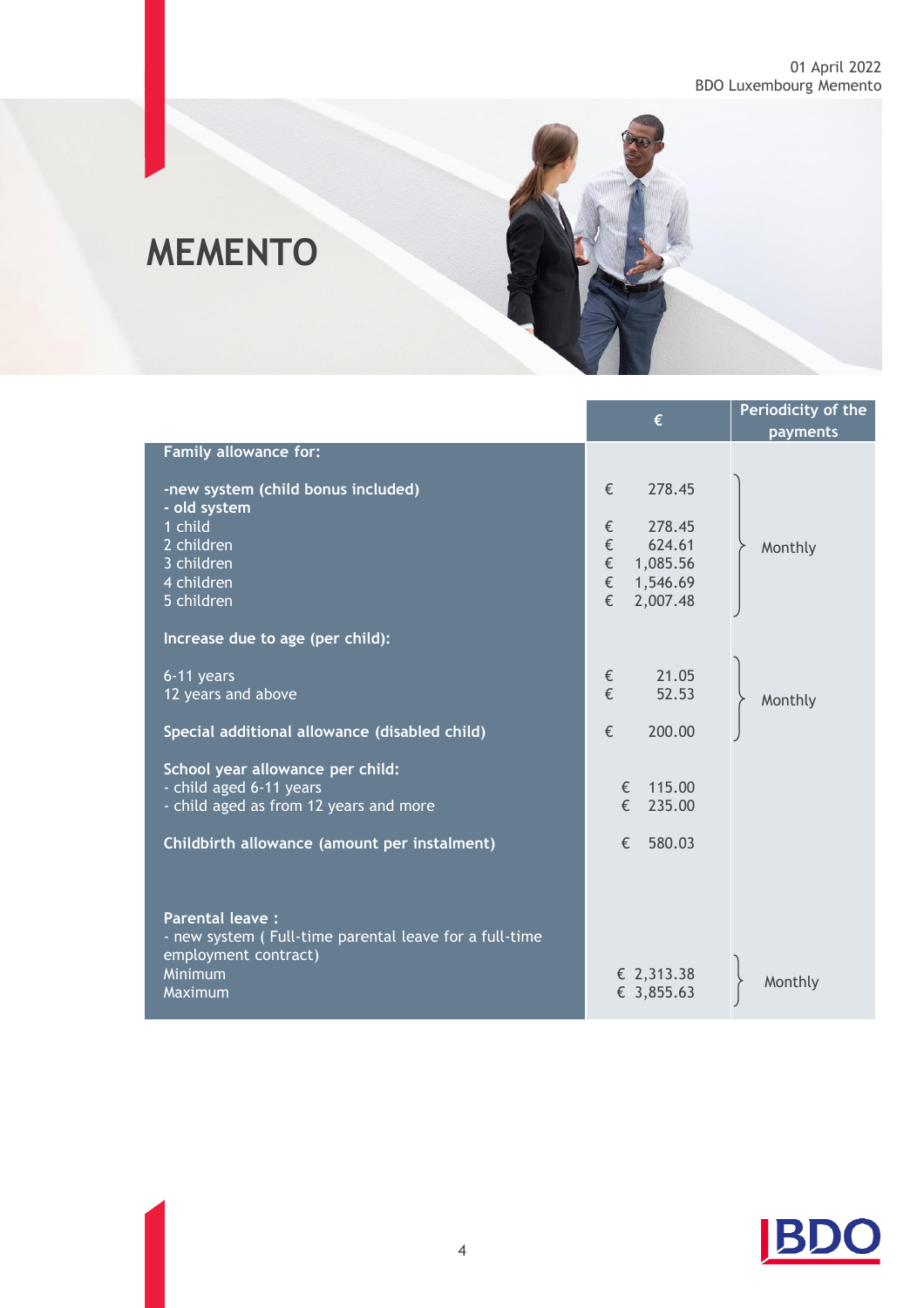# MEMENTO

| | € | Periodicity of the payments |
|---|---|---|
| **Family allowance for:** | | |
| **-new system (child bonus included)** | € 278.45 | Monthly |
| **- old system** | | |
| 1 child | € 278.45 | |
| 2 children | € 624.61 | |
| 3 children | € 1,085.56 | |
| 4 children | € 1,546.69 | |
| 5 children | € 2,007.48 | |
| **Increase due to age (per child):** | | |
| 6-11 years | € 21.05 | Monthly |
| 12 years and above | € 52.53 | |
| **Special additional allowance (disabled child)** | € 200.00 | |
| **School year allowance per child:** | | |
| - child aged 6-11 years | € 115.00 | |
| - child aged as from 12 years and more | € 235.00 | |
| **Childbirth allowance (amount per instalment)** | € 580.03 | |
| **Parental leave :** | | |
| - new system ( Full-time parental leave for a full-time employment contract) | | |
| Minimum | € 2,313.38 | Monthly |
| Maximum | € 3,855.63 | |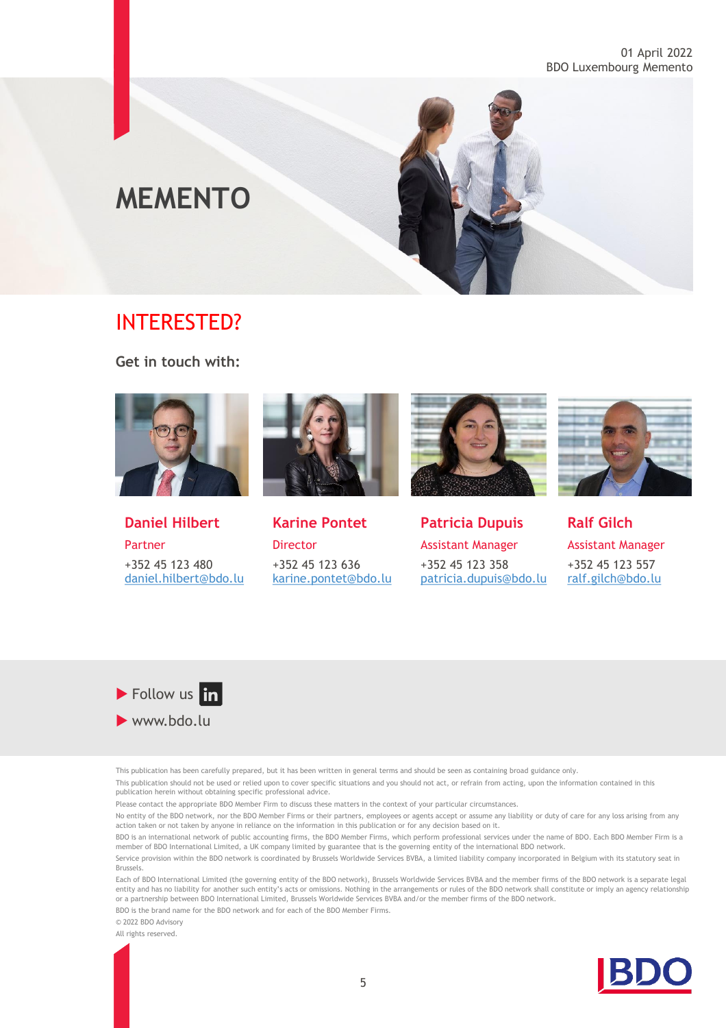01 April 2022
BDO Luxembourg Memento

# MEMENTO

## INTERESTED?

**Get in touch with:**

**Daniel Hilbert**
Partner
+352 45 123 480
daniel.hilbert@bdo.lu

**Karine Pontet**
Director
+352 45 123 636
karine.pontet@bdo.lu

**Patricia Dupuis**
Assistant Manager
+352 45 123 358
patricia.dupuis@bdo.lu

**Ralf Gilch**
Assistant Manager
+352 45 123 557
ralf.gilch@bdo.lu

▶ Follow us in

▶ www.bdo.lu

This publication has been carefully prepared, but it has been written in general terms and should be seen as containing broad guidance only.

This publication should not be used or relied upon to cover specific situations and you should not act, or refrain from acting, upon the information contained in this publication herein without obtaining specific professional advice.

Please contact the appropriate BDO Member Firm to discuss these matters in the context of your particular circumstances.

No entity of the BDO network, nor the BDO Member Firms or their partners, employees or agents accept or assume any liability or duty of care for any loss arising from any action taken or not taken by anyone in reliance on the information in this publication or for any decision based on it.

BDO is an international network of public accounting firms, the BDO Member Firms, which perform professional services under the name of BDO. Each BDO Member Firm is a member of BDO International Limited, a UK company limited by guarantee that is the governing entity of the international BDO network.

Service provision within the BDO network is coordinated by Brussels Worldwide Services BVBA, a limited liability company incorporated in Belgium with its statutory seat in Brussels.

Each of BDO International Limited (the governing entity of the BDO network), Brussels Worldwide Services BVBA and the member firms of the BDO network is a separate legal entity and has no liability for another such entity's acts or omissions. Nothing in the arrangements or rules of the BDO network shall constitute or imply an agency relationship or a partnership between BDO International Limited, Brussels Worldwide Services BVBA and/or the member firms of the BDO network.

BDO is the brand name for the BDO network and for each of the BDO Member Firms.

© 2022 BDO Advisory

All rights reserved.

BDO